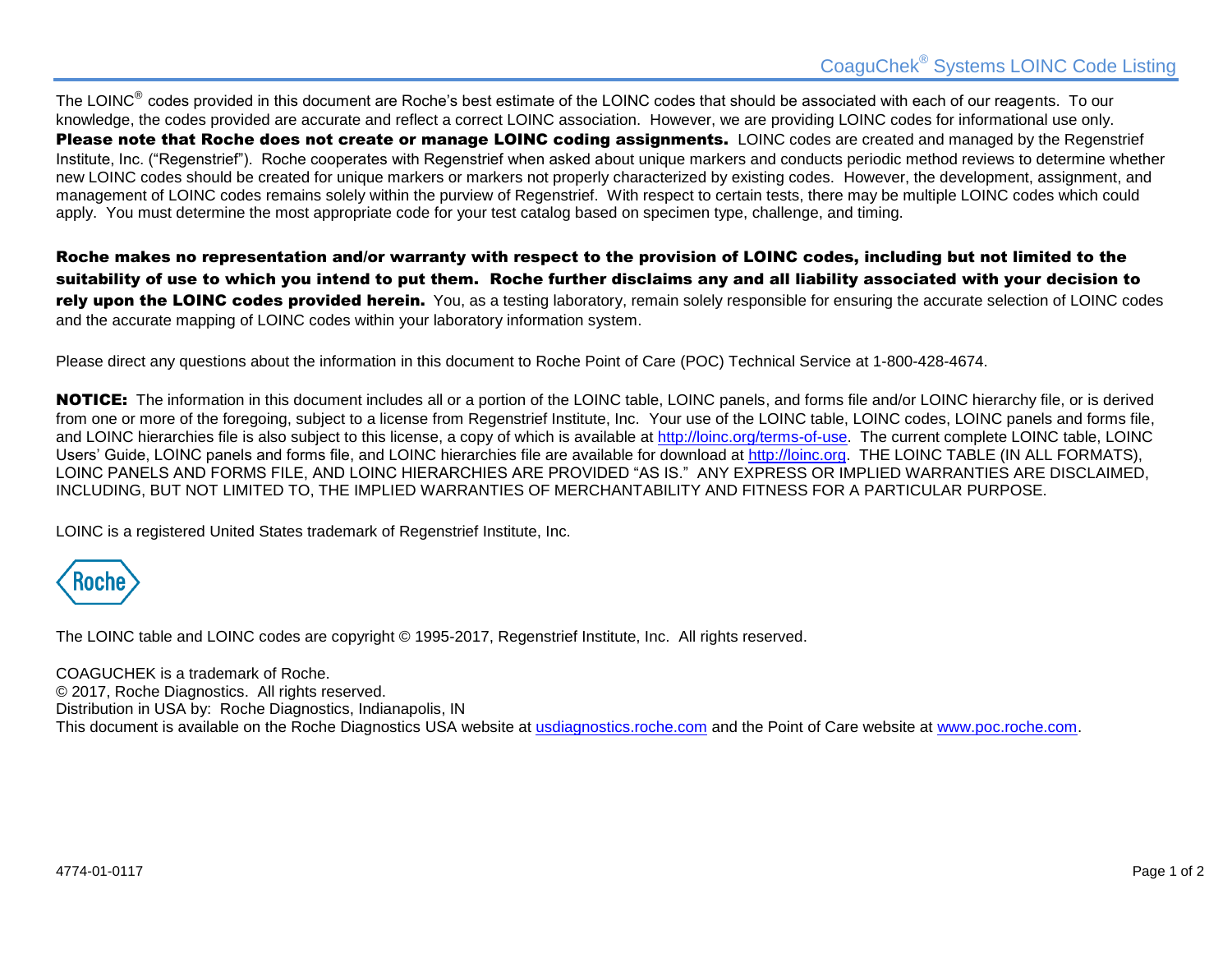# CoaguChek® Systems LOINC Code Listing

The LOINC® codes provided in this document are Roche's best estimate of the LOINC codes that should be associated with each of our reagents. To our knowledge, the codes provided are accurate and reflect a correct LOINC association. However, we are providing LOINC codes for informational use only. **Please note that Roche does not create or manage LOINC coding assignments.** LOINC codes are created and managed by the Regenstrief Institute, Inc. ("Regenstrief"). Roche cooperates with Regenstrief when asked about unique markers and conducts periodic method reviews to determine whether new LOINC codes should be created for unique markers or markers not properly characterized by existing codes. However, the development, assignment, and management of LOINC codes remains solely within the purview of Regenstrief. With respect to certain tests, there may be multiple LOINC codes which could apply. You must determine the most appropriate code for your test catalog based on specimen type, challenge, and timing.

**Roche makes no representation and/or warranty with respect to the provision of LOINC codes, including but not limited to the suitability of use to which you intend to put them. Roche further disclaims any and all liability associated with your decision to rely upon the LOINC codes provided herein.** You, as a testing laboratory, remain solely responsible for ensuring the accurate selection of LOINC codes and the accurate mapping of LOINC codes within your laboratory information system.

Please direct any questions about the information in this document to Roche Point of Care (POC) Technical Service at 1-800-428-4674.

**NOTICE:** The information in this document includes all or a portion of the LOINC table, LOINC panels, and forms file and/or LOINC hierarchy file, or is derived from one or more of the foregoing, subject to a license from Regenstrief Institute, Inc. Your use of the LOINC table, LOINC codes, LOINC panels and forms file, and LOINC hierarchies file is also subject to this license, a copy of which is available at http://loinc.org/terms-of-use. The current complete LOINC table, LOINC Users' Guide, LOINC panels and forms file, and LOINC hierarchies file are available for download at http://loinc.org. THE LOINC TABLE (IN ALL FORMATS), LOINC PANELS AND FORMS FILE, AND LOINC HIERARCHIES ARE PROVIDED "AS IS." ANY EXPRESS OR IMPLIED WARRANTIES ARE DISCLAIMED, INCLUDING, BUT NOT LIMITED TO, THE IMPLIED WARRANTIES OF MERCHANTABILITY AND FITNESS FOR A PARTICULAR PURPOSE.

LOINC is a registered United States trademark of Regenstrief Institute, Inc.

Roche

The LOINC table and LOINC codes are copyright © 1995-2017, Regenstrief Institute, Inc. All rights reserved.

COAGUCHEK is a trademark of Roche.
© 2017, Roche Diagnostics. All rights reserved.
Distribution in USA by: Roche Diagnostics, Indianapolis, IN
This document is available on the Roche Diagnostics USA website at usdiagnostics.roche.com and the Point of Care website at www.poc.roche.com.

4774-01-0117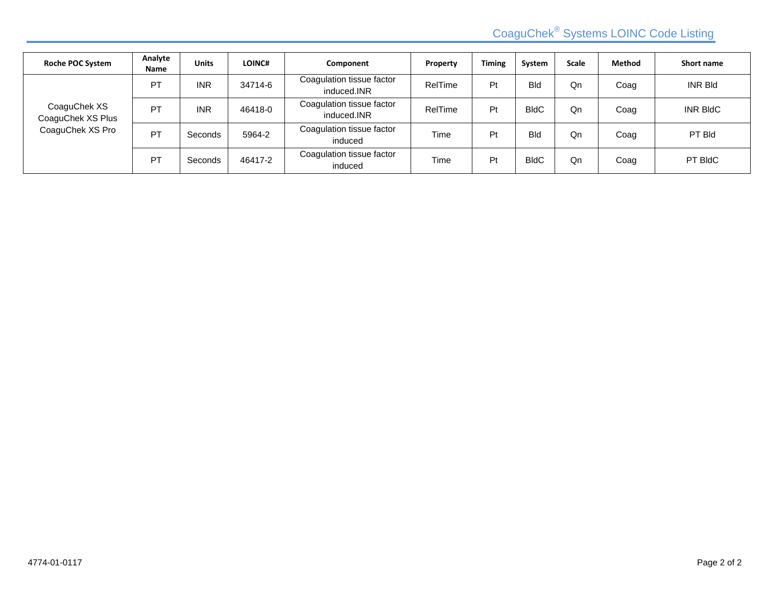| Roche POC System | Analyte Name | Units | LOINC# | Component | Property | Timing | System | Scale | Method | Short name |
|---|---|---|---|---|---|---|---|---|---|---|
| CoaguChek XS<br>CoaguChek XS Plus<br>CoaguChek XS Pro | PT | INR | 34714-6 | Coagulation tissue factor induced.INR | RelTime | Pt | Bld | Qn | Coag | INR Bld |
| | PT | INR | 46418-0 | Coagulation tissue factor induced.INR | RelTime | Pt | BldC | Qn | Coag | INR BldC |
| | PT | Seconds | 5964-2 | Coagulation tissue factor induced | Time | Pt | Bld | Qn | Coag | PT Bld |
| | PT | Seconds | 46417-2 | Coagulation tissue factor induced | Time | Pt | BldC | Qn | Coag | PT BldC |

4774-01-0117